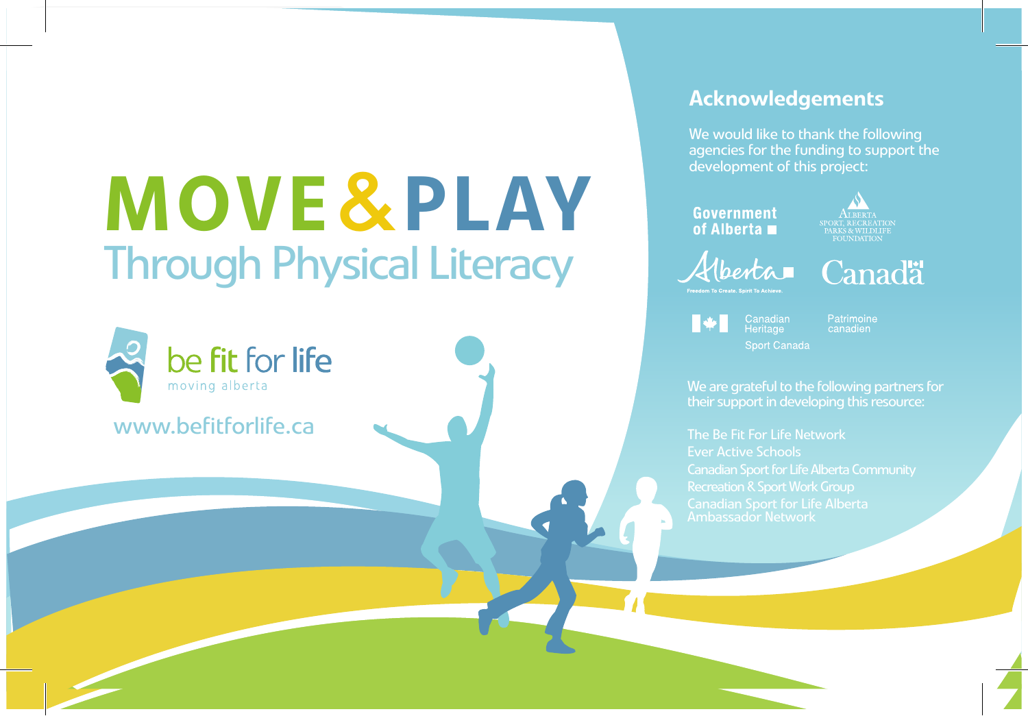# MOVE & PLAY

## Through Physical Literacy

be fit for life
moving alberta

www.befitforlife.ca

## Acknowledgements

We would like to thank the following agencies for the funding to support the development of this project:

Government of Alberta

Alberta Sport, Recreation, Parks & Wildlife Foundation

Alberta
Freedom To Create. Spirit To Achieve.

Canada

Canadian Heritage — Patrimoine canadien

Sport Canada

We are grateful to the following partners for their support in developing this resource:

The Be Fit For Life Network
Ever Active Schools
Canadian Sport for Life Alberta Community Recreation & Sport Work Group
Canadian Sport for Life Alberta Ambassador Network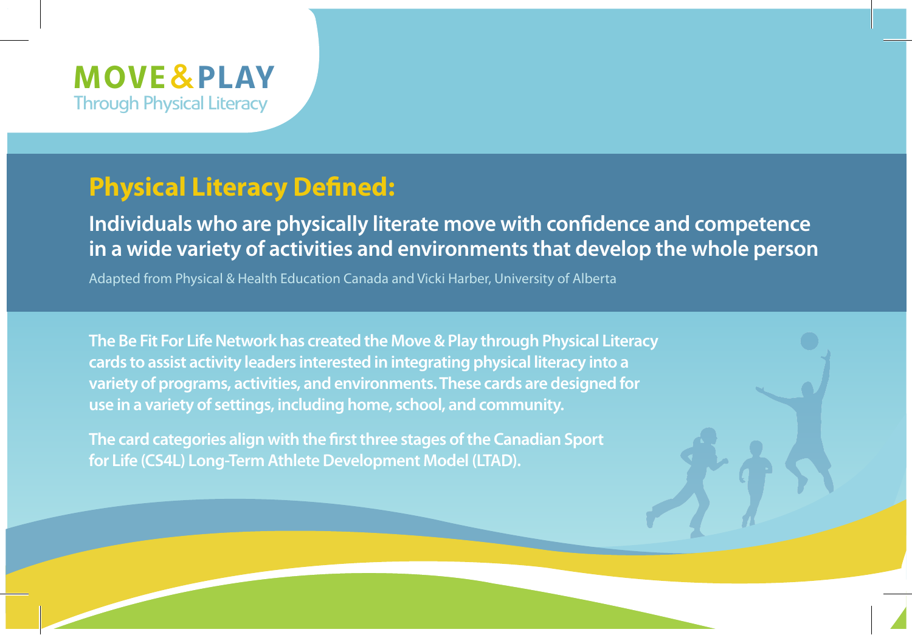**MOVE & PLAY**
Through Physical Literacy

## Physical Literacy Defined:

**Individuals who are physically literate move with confidence and competence in a wide variety of activities and environments that develop the whole person**

Adapted from Physical & Health Education Canada and Vicki Harber, University of Alberta

**The Be Fit For Life Network has created the Move & Play through Physical Literacy cards to assist activity leaders interested in integrating physical literacy into a variety of programs, activities, and environments. These cards are designed for use in a variety of settings, including home, school, and community.**

**The card categories align with the first three stages of the Canadian Sport for Life (CS4L) Long-Term Athlete Development Model (LTAD).**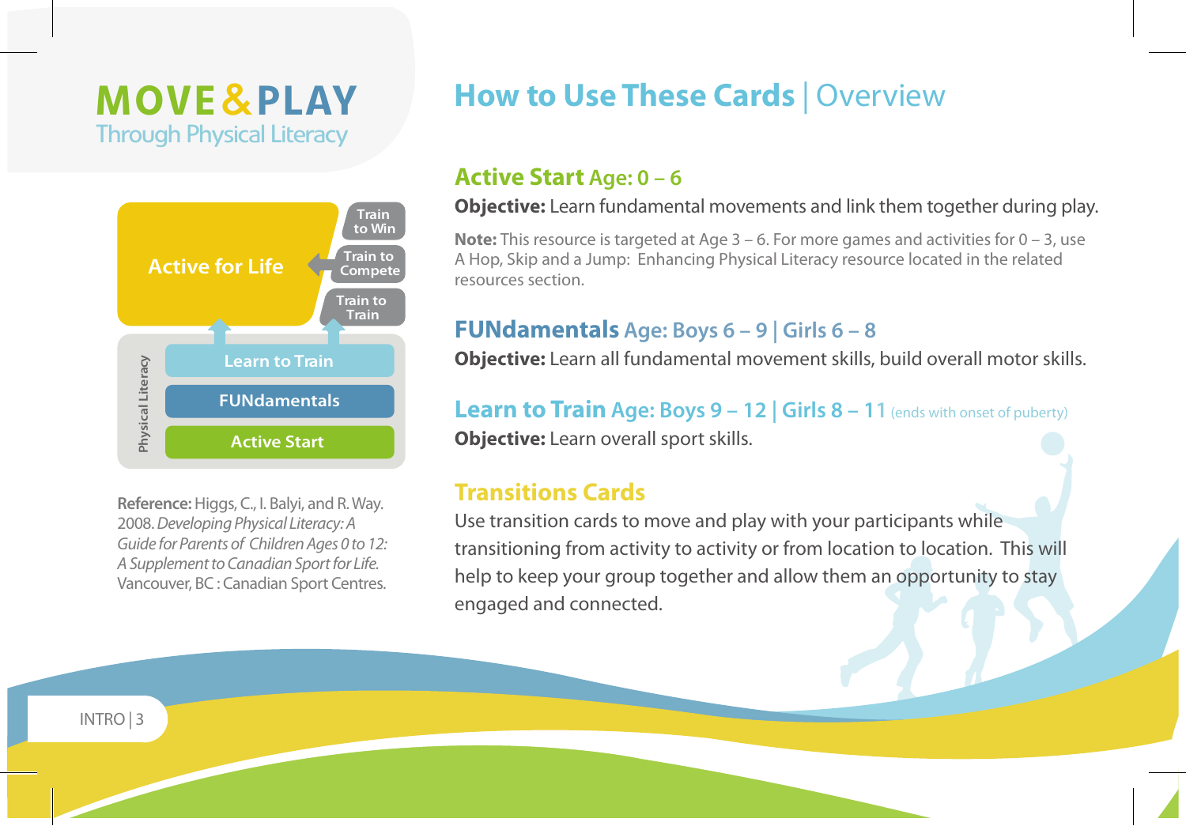# MOVE & PLAY
Through Physical Literacy

Active for Life

Train to Win

Train to Compete

Train to Train

Learn to Train

FUNdamentals

Active Start

Physical Literacy

**Reference:** Higgs, C., I. Balyi, and R. Way. 2008. *Developing Physical Literacy: A Guide for Parents of Children Ages 0 to 12: A Supplement to Canadian Sport for Life.* Vancouver, BC : Canadian Sport Centres.

## How to Use These Cards | Overview

### Active Start Age: 0 – 6

**Objective:** Learn fundamental movements and link them together during play.

**Note:** This resource is targeted at Age 3 – 6. For more games and activities for 0 – 3, use A Hop, Skip and a Jump: Enhancing Physical Literacy resource located in the related resources section.

### FUNdamentals Age: Boys 6 – 9 | Girls 6 – 8

**Objective:** Learn all fundamental movement skills, build overall motor skills.

### Learn to Train Age: Boys 9 – 12 | Girls 8 – 11 (ends with onset of puberty)

**Objective:** Learn overall sport skills.

### Transitions Cards

Use transition cards to move and play with your participants while transitioning from activity to activity or from location to location. This will help to keep your group together and allow them an opportunity to stay engaged and connected.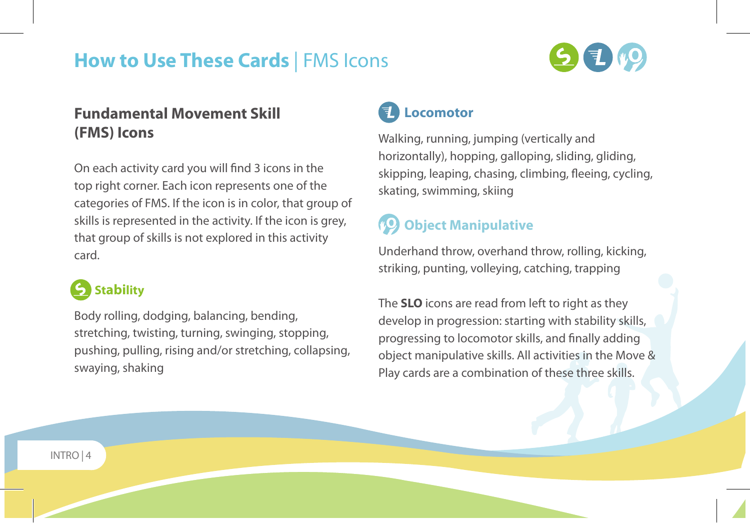# How to Use These Cards | FMS Icons

## Fundamental Movement Skill (FMS) Icons

On each activity card you will find 3 icons in the top right corner. Each icon represents one of the categories of FMS. If the icon is in color, that group of skills is represented in the activity. If the icon is grey, that group of skills is not explored in this activity card.

### Stability

Body rolling, dodging, balancing, bending, stretching, twisting, turning, swinging, stopping, pushing, pulling, rising and/or stretching, collapsing, swaying, shaking

### Locomotor

Walking, running, jumping (vertically and horizontally), hopping, galloping, sliding, gliding, skipping, leaping, chasing, climbing, fleeing, cycling, skating, swimming, skiing

### Object Manipulative

Underhand throw, overhand throw, rolling, kicking, striking, punting, volleying, catching, trapping

The **SLO** icons are read from left to right as they develop in progression: starting with stability skills, progressing to locomotor skills, and finally adding object manipulative skills. All activities in the Move & Play cards are a combination of these three skills.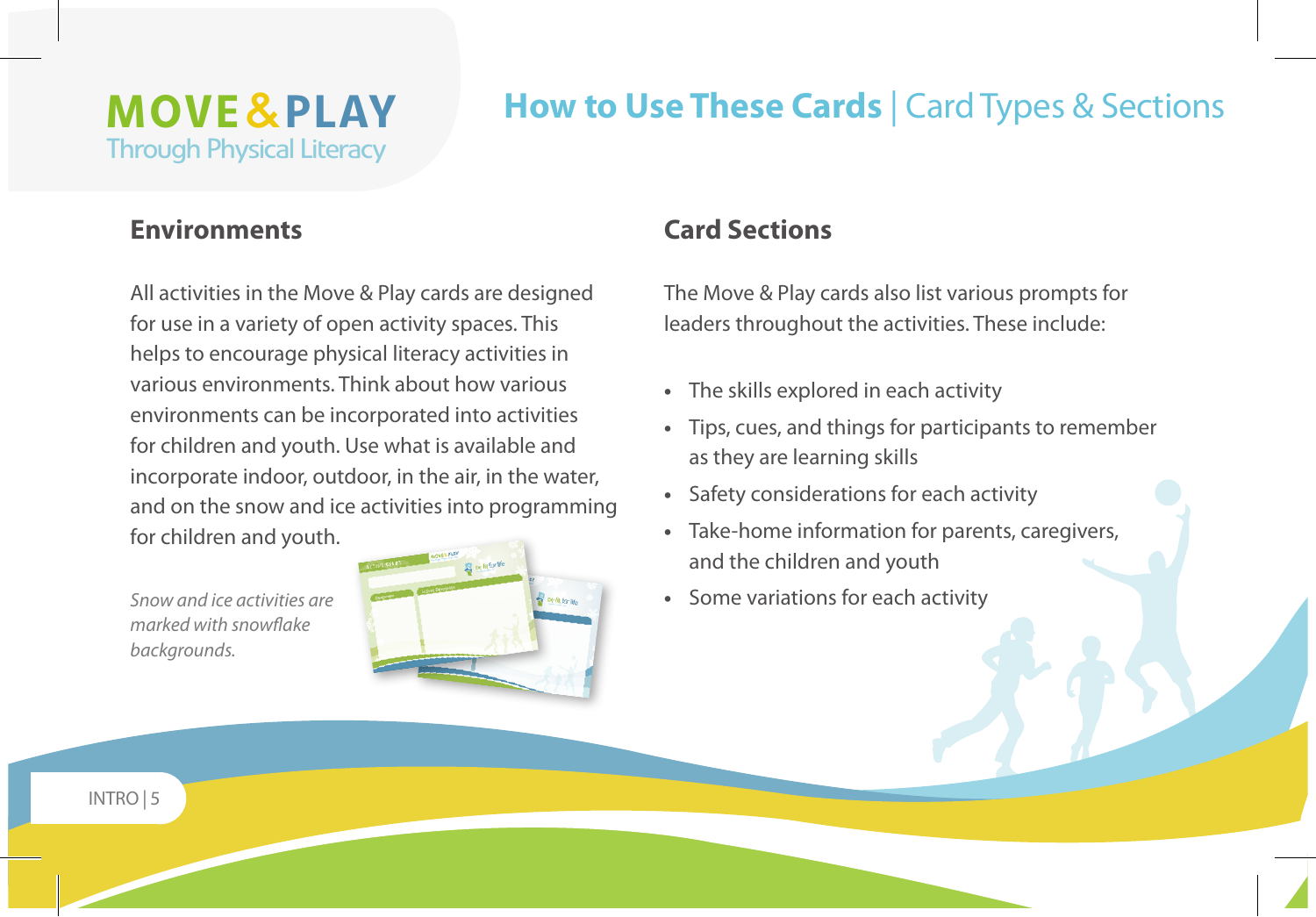# How to Use These Cards | Card Types & Sections

## Environments

All activities in the Move & Play cards are designed for use in a variety of open activity spaces. This helps to encourage physical literacy activities in various environments. Think about how various environments can be incorporated into activities for children and youth. Use what is available and incorporate indoor, outdoor, in the air, in the water, and on the snow and ice activities into programming for children and youth.

*Snow and ice activities are marked with snowflake backgrounds.*

## Card Sections

The Move & Play cards also list various prompts for leaders throughout the activities. These include:

- The skills explored in each activity
- Tips, cues, and things for participants to remember as they are learning skills
- Safety considerations for each activity
- Take-home information for parents, caregivers, and the children and youth
- Some variations for each activity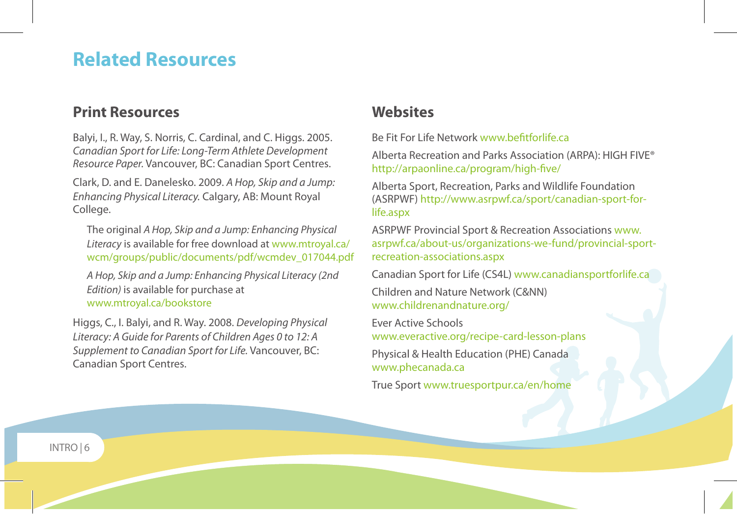# Related Resources

## Print Resources

Balyi, I., R. Way, S. Norris, C. Cardinal, and C. Higgs. 2005. *Canadian Sport for Life: Long-Term Athlete Development Resource Paper*. Vancouver, BC: Canadian Sport Centres.

Clark, D. and E. Danelesko. 2009. *A Hop, Skip and a Jump: Enhancing Physical Literacy.* Calgary, AB: Mount Royal College.

> The original *A Hop, Skip and a Jump: Enhancing Physical Literacy* is available for free download at www.mtroyal.ca/wcm/groups/public/documents/pdf/wcmdev_017044.pdf
>
> *A Hop, Skip and a Jump: Enhancing Physical Literacy (2nd Edition)* is available for purchase at www.mtroyal.ca/bookstore

Higgs, C., I. Balyi, and R. Way. 2008. *Developing Physical Literacy: A Guide for Parents of Children Ages 0 to 12: A Supplement to Canadian Sport for Life.* Vancouver, BC: Canadian Sport Centres.

## Websites

Be Fit For Life Network www.befitforlife.ca

Alberta Recreation and Parks Association (ARPA): HIGH FIVE® http://arpaonline.ca/program/high-five/

Alberta Sport, Recreation, Parks and Wildlife Foundation (ASRPWF) http://www.asrpwf.ca/sport/canadian-sport-for-life.aspx

ASRPWF Provincial Sport & Recreation Associations www.asrpwf.ca/about-us/organizations-we-fund/provincial-sport-recreation-associations.aspx

Canadian Sport for Life (CS4L) www.canadiansportforlife.ca

Children and Nature Network (C&NN) www.childrenandnature.org/

Ever Active Schools www.everactive.org/recipe-card-lesson-plans

Physical & Health Education (PHE) Canada www.phecanada.ca

True Sport www.truesportpur.ca/en/home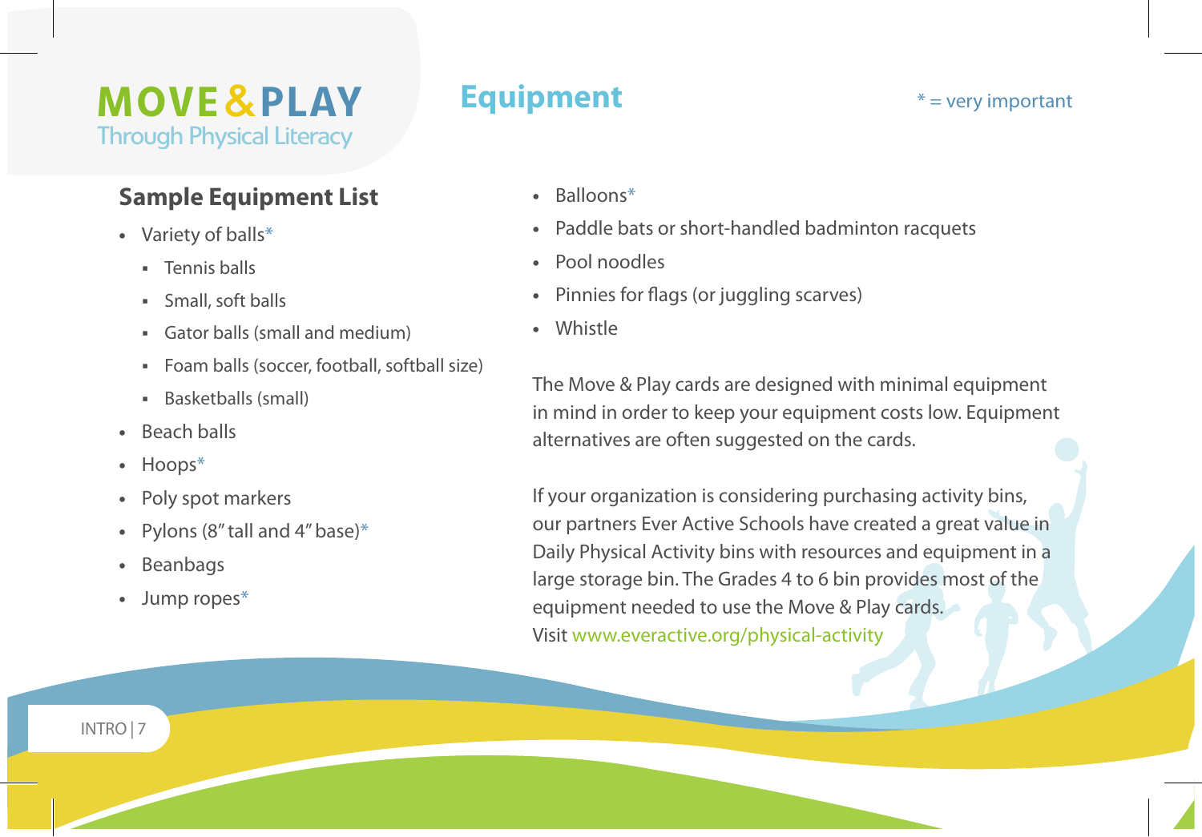MOVE & PLAY
Through Physical Literacy

# Equipment

* = very important

## Sample Equipment List

- Variety of balls*
  - Tennis balls
  - Small, soft balls
  - Gator balls (small and medium)
  - Foam balls (soccer, football, softball size)
  - Basketballs (small)
- Beach balls
- Hoops*
- Poly spot markers
- Pylons (8" tall and 4" base)*
- Beanbags
- Jump ropes*
- Balloons*
- Paddle bats or short-handled badminton racquets
- Pool noodles
- Pinnies for flags (or juggling scarves)
- Whistle

The Move & Play cards are designed with minimal equipment in mind in order to keep your equipment costs low. Equipment alternatives are often suggested on the cards.

If your organization is considering purchasing activity bins, our partners Ever Active Schools have created a great value in Daily Physical Activity bins with resources and equipment in a large storage bin. The Grades 4 to 6 bin provides most of the equipment needed to use the Move & Play cards. Visit www.everactive.org/physical-activity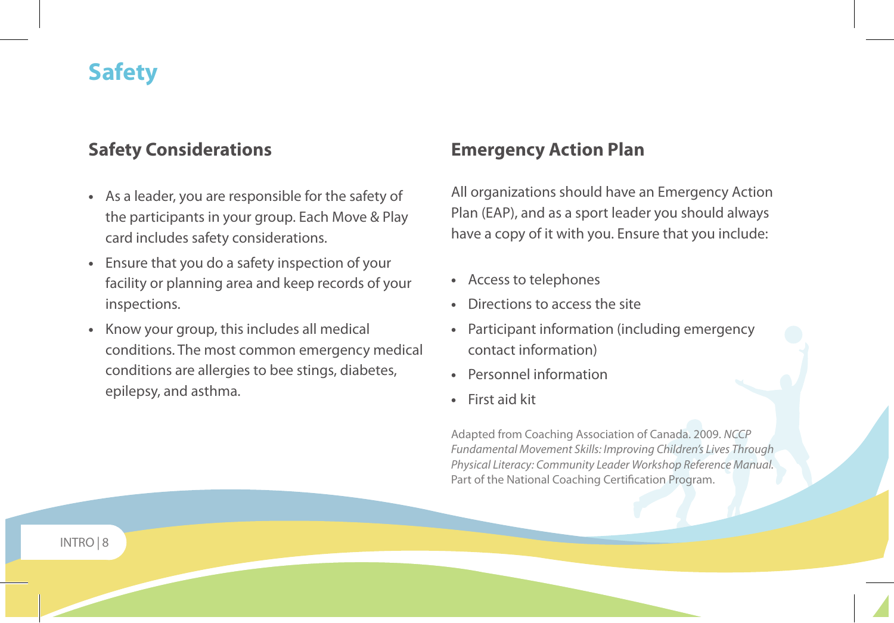# Safety

## Safety Considerations

- As a leader, you are responsible for the safety of the participants in your group. Each Move & Play card includes safety considerations.
- Ensure that you do a safety inspection of your facility or planning area and keep records of your inspections.
- Know your group, this includes all medical conditions. The most common emergency medical conditions are allergies to bee stings, diabetes, epilepsy, and asthma.

## Emergency Action Plan

All organizations should have an Emergency Action Plan (EAP), and as a sport leader you should always have a copy of it with you. Ensure that you include:

- Access to telephones
- Directions to access the site
- Participant information (including emergency contact information)
- Personnel information
- First aid kit

Adapted from Coaching Association of Canada. 2009. *NCCP Fundamental Movement Skills: Improving Children's Lives Through Physical Literacy: Community Leader Workshop Reference Manual.* Part of the National Coaching Certification Program.